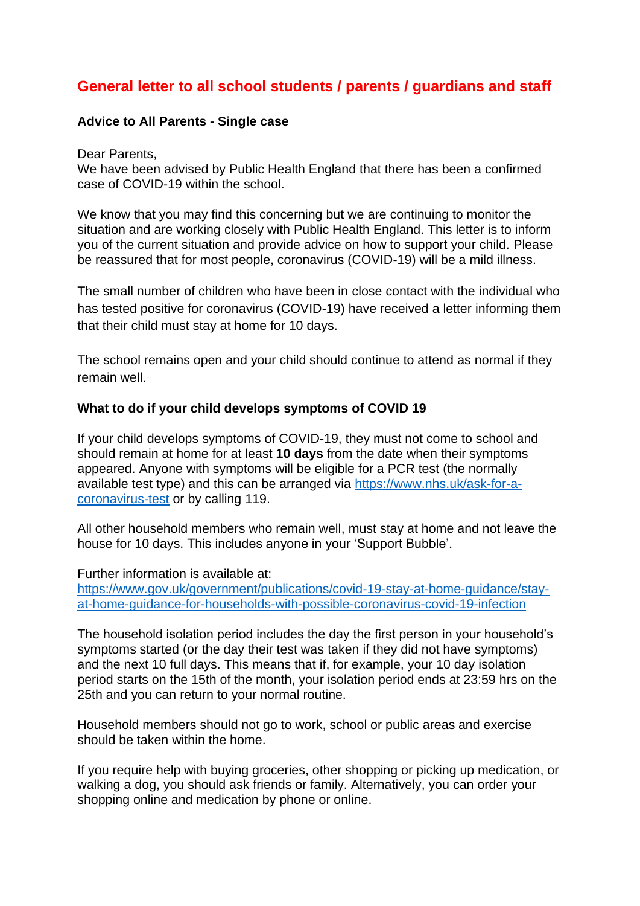# General letter to all school students / parents / guardians and staff

**Advice to All Parents - Single case**

Dear Parents,
We have been advised by Public Health England that there has been a confirmed case of COVID-19 within the school.

We know that you may find this concerning but we are continuing to monitor the situation and are working closely with Public Health England. This letter is to inform you of the current situation and provide advice on how to support your child. Please be reassured that for most people, coronavirus (COVID-19) will be a mild illness.

The small number of children who have been in close contact with the individual who has tested positive for coronavirus (COVID-19) have received a letter informing them that their child must stay at home for 10 days.

The school remains open and your child should continue to attend as normal if they remain well.

**What to do if your child develops symptoms of COVID 19**

If your child develops symptoms of COVID-19, they must not come to school and should remain at home for at least **10 days** from the date when their symptoms appeared. Anyone with symptoms will be eligible for a PCR test (the normally available test type) and this can be arranged via [https://www.nhs.uk/ask-for-a-coronavirus-test](https://www.nhs.uk/ask-for-a-coronavirus-test) or by calling 119.

All other household members who remain well, must stay at home and not leave the house for 10 days. This includes anyone in your 'Support Bubble'.

Further information is available at:
[https://www.gov.uk/government/publications/covid-19-stay-at-home-guidance/stay-at-home-guidance-for-households-with-possible-coronavirus-covid-19-infection](https://www.gov.uk/government/publications/covid-19-stay-at-home-guidance/stay-at-home-guidance-for-households-with-possible-coronavirus-covid-19-infection)

The household isolation period includes the day the first person in your household's symptoms started (or the day their test was taken if they did not have symptoms) and the next 10 full days. This means that if, for example, your 10 day isolation period starts on the 15th of the month, your isolation period ends at 23:59 hrs on the 25th and you can return to your normal routine.

Household members should not go to work, school or public areas and exercise should be taken within the home.

If you require help with buying groceries, other shopping or picking up medication, or walking a dog, you should ask friends or family. Alternatively, you can order your shopping online and medication by phone or online.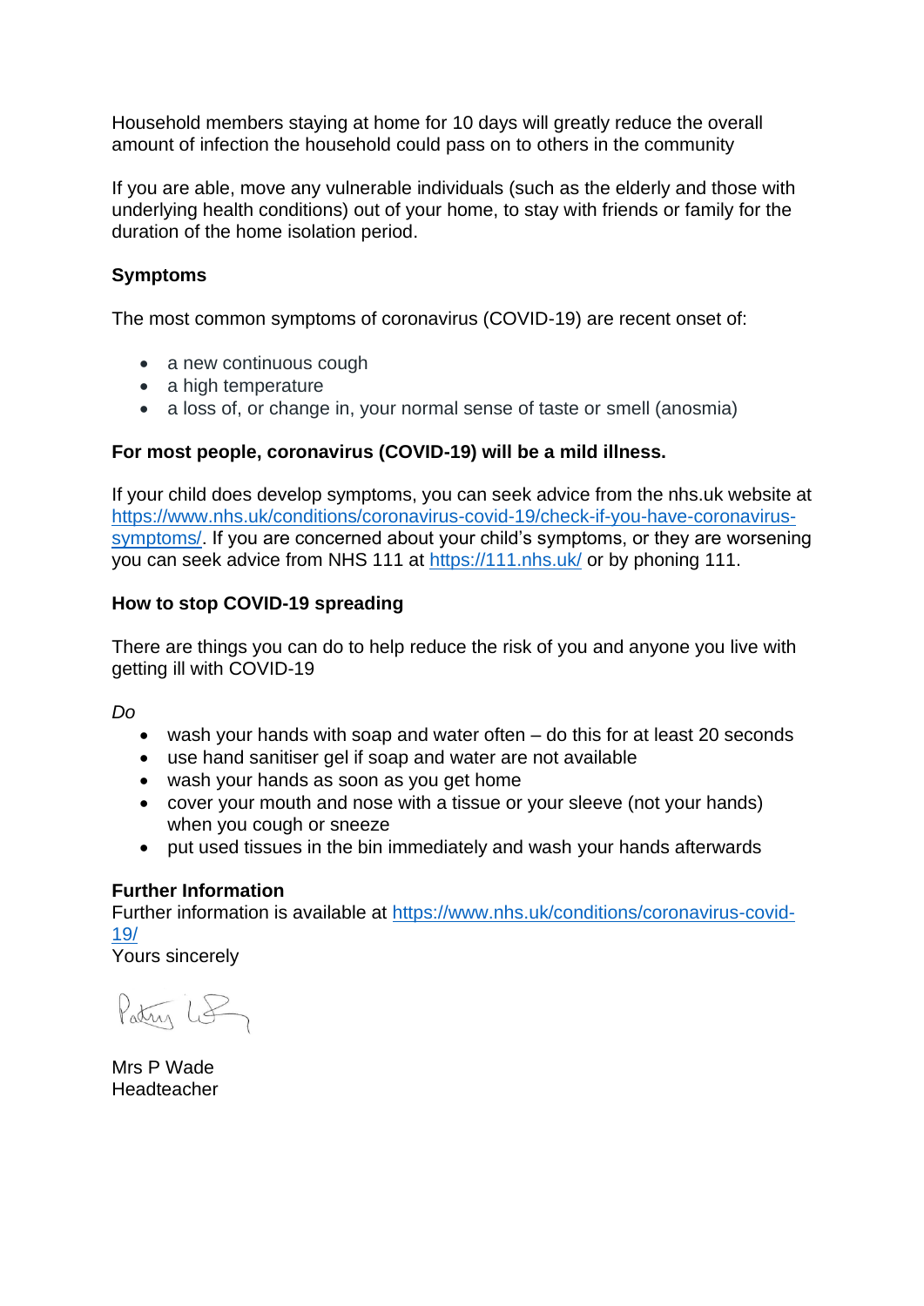Household members staying at home for 10 days will greatly reduce the overall amount of infection the household could pass on to others in the community

If you are able, move any vulnerable individuals (such as the elderly and those with underlying health conditions) out of your home, to stay with friends or family for the duration of the home isolation period.

**Symptoms**

The most common symptoms of coronavirus (COVID-19) are recent onset of:

- a new continuous cough
- a high temperature
- a loss of, or change in, your normal sense of taste or smell (anosmia)

**For most people, coronavirus (COVID-19) will be a mild illness.**

If your child does develop symptoms, you can seek advice from the nhs.uk website at https://www.nhs.uk/conditions/coronavirus-covid-19/check-if-you-have-coronavirus-symptoms/. If you are concerned about your child's symptoms, or they are worsening you can seek advice from NHS 111 at https://111.nhs.uk/ or by phoning 111.

**How to stop COVID-19 spreading**

There are things you can do to help reduce the risk of you and anyone you live with getting ill with COVID-19

*Do*

- wash your hands with soap and water often – do this for at least 20 seconds
- use hand sanitiser gel if soap and water are not available
- wash your hands as soon as you get home
- cover your mouth and nose with a tissue or your sleeve (not your hands) when you cough or sneeze
- put used tissues in the bin immediately and wash your hands afterwards

**Further Information**

Further information is available at https://www.nhs.uk/conditions/coronavirus-covid-19/

Yours sincerely

Mrs P Wade
Headteacher